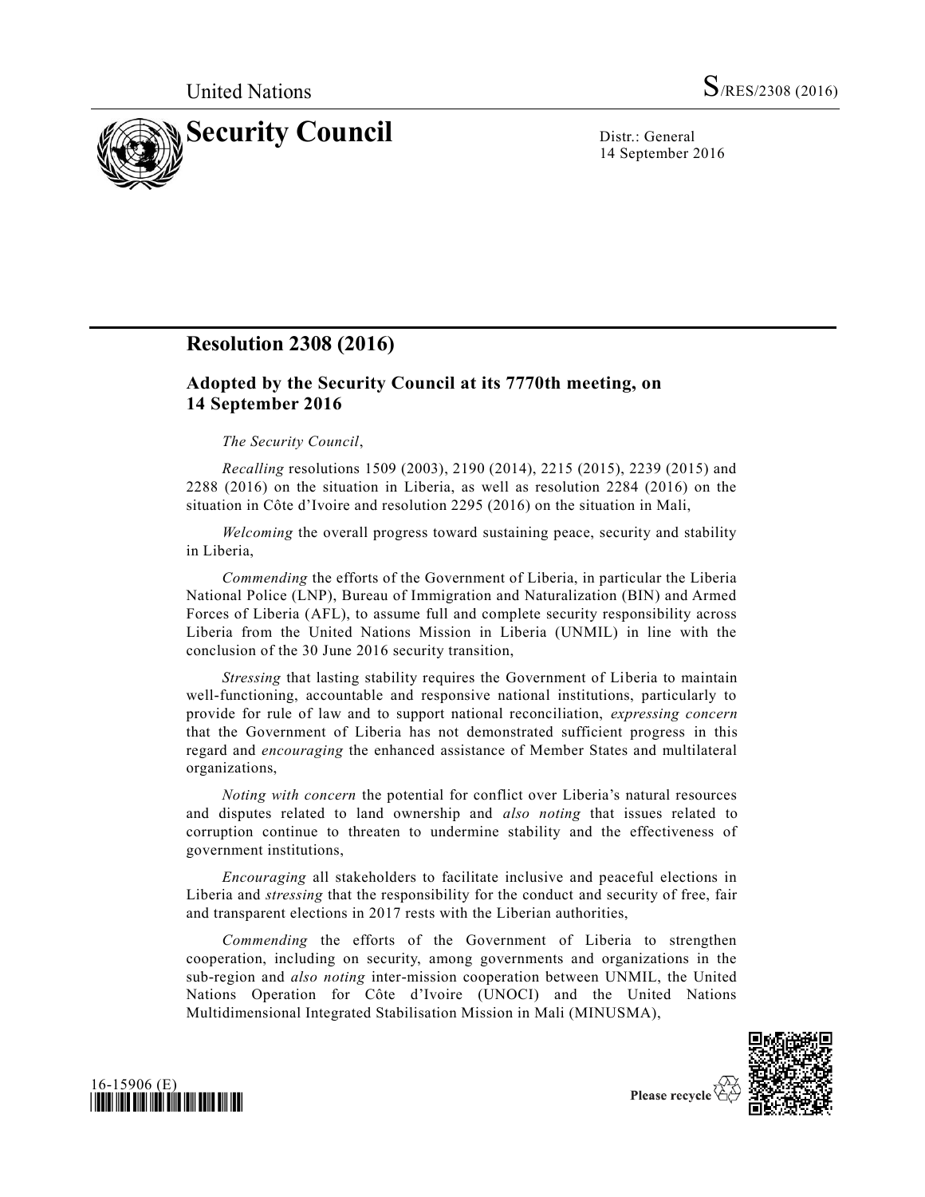United Nations S/RES/2308 (2016)

# Security Council

Distr.: General
14 September 2016

## Resolution 2308 (2016)

### Adopted by the Security Council at its 7770th meeting, on 14 September 2016

*The Security Council*,

*Recalling* resolutions 1509 (2003), 2190 (2014), 2215 (2015), 2239 (2015) and 2288 (2016) on the situation in Liberia, as well as resolution 2284 (2016) on the situation in Côte d'Ivoire and resolution 2295 (2016) on the situation in Mali,

*Welcoming* the overall progress toward sustaining peace, security and stability in Liberia,

*Commending* the efforts of the Government of Liberia, in particular the Liberia National Police (LNP), Bureau of Immigration and Naturalization (BIN) and Armed Forces of Liberia (AFL), to assume full and complete security responsibility across Liberia from the United Nations Mission in Liberia (UNMIL) in line with the conclusion of the 30 June 2016 security transition,

*Stressing* that lasting stability requires the Government of Liberia to maintain well-functioning, accountable and responsive national institutions, particularly to provide for rule of law and to support national reconciliation, *expressing concern* that the Government of Liberia has not demonstrated sufficient progress in this regard and *encouraging* the enhanced assistance of Member States and multilateral organizations,

*Noting with concern* the potential for conflict over Liberia's natural resources and disputes related to land ownership and *also noting* that issues related to corruption continue to threaten to undermine stability and the effectiveness of government institutions,

*Encouraging* all stakeholders to facilitate inclusive and peaceful elections in Liberia and *stressing* that the responsibility for the conduct and security of free, fair and transparent elections in 2017 rests with the Liberian authorities,

*Commending* the efforts of the Government of Liberia to strengthen cooperation, including on security, among governments and organizations in the sub-region and *also noting* inter-mission cooperation between UNMIL, the United Nations Operation for Côte d'Ivoire (UNOCI) and the United Nations Multidimensional Integrated Stabilisation Mission in Mali (MINUSMA),

16-15906 (E)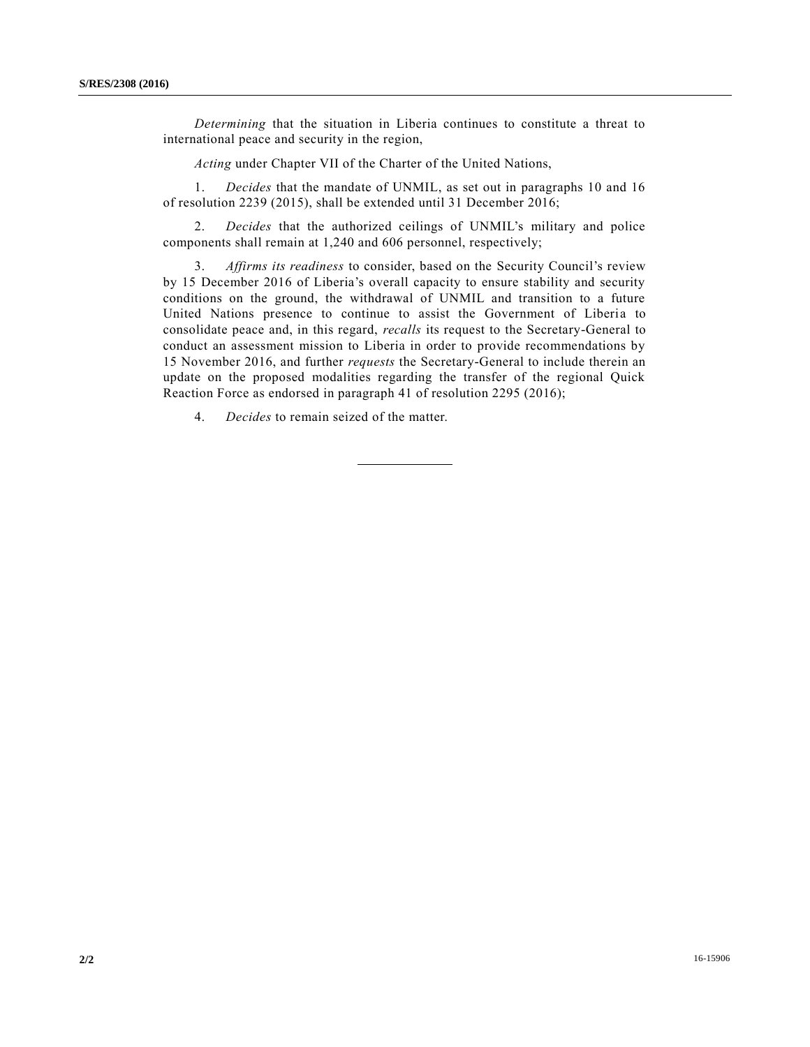*Determining* that the situation in Liberia continues to constitute a threat to international peace and security in the region,

*Acting* under Chapter VII of the Charter of the United Nations,

1. *Decides* that the mandate of UNMIL, as set out in paragraphs 10 and 16 of resolution 2239 (2015), shall be extended until 31 December 2016;

2. *Decides* that the authorized ceilings of UNMIL's military and police components shall remain at 1,240 and 606 personnel, respectively;

3. *Affirms its readiness* to consider, based on the Security Council's review by 15 December 2016 of Liberia's overall capacity to ensure stability and security conditions on the ground, the withdrawal of UNMIL and transition to a future United Nations presence to continue to assist the Government of Liberia to consolidate peace and, in this regard, *recalls* its request to the Secretary-General to conduct an assessment mission to Liberia in order to provide recommendations by 15 November 2016, and further *requests* the Secretary-General to include therein an update on the proposed modalities regarding the transfer of the regional Quick Reaction Force as endorsed in paragraph 41 of resolution 2295 (2016);

4. *Decides* to remain seized of the matter.